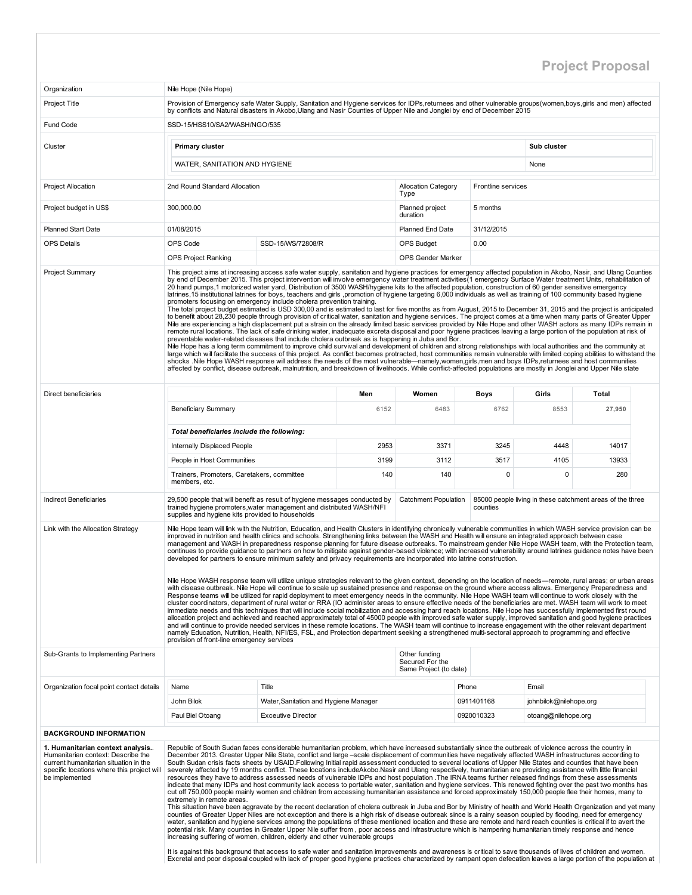# Project Proposal

| | |
|---|---|
| Organization | Nile Hope (Nile Hope) |
| Project Title | Provision of Emergency safe Water Supply, Sanitation and Hygiene services for IDPs,returnees and other vulnerable groups(women,boys,girls and men) affected by conflicts and Natural disasters in Akobo,Ulang and Nasir Counties of Upper Nile and Jonglei by end of December 2015 |
| Fund Code | SSD-15/HSS10/SA2/WASH/NGO/535 |

| Cluster | Primary cluster | Sub cluster |
|---|---|---|
| | WATER, SANITATION AND HYGIENE | None |

| | | | | |
|---|---|---|---|---|
| Project Allocation | 2nd Round Standard Allocation | | Allocation Category Type | Frontline services |
| Project budget in US$ | 300,000.00 | | Planned project duration | 5 months |
| Planned Start Date | 01/08/2015 | | Planned End Date | 31/12/2015 |
| OPS Details | OPS Code | SSD-15/WS/72808/R | OPS Budget | 0.00 |
| | OPS Project Ranking | | OPS Gender Marker | |

**Project Summary**

This project aims at increasing access safe water supply, sanitation and hygiene practices for emergency affected population in Akobo, Nasir, and Ulang Counties by end of December 2015. This project intervention will involve emergency water treatment activities(1 emergency Surface Water treatment Units, rehabilitation of 20 hand pumps,1 motorized water yard, Distribution of 3500 WASH/hygiene kits to the affected population, construction of 60 gender sensitive emergency latrines,15 institutional latrines for boys, teachers and girls ,promotion of hygiene targeting 6,000 individuals as well as training of 100 community based hygiene promoters focusing on emergency include cholera prevention training.
The total project budget estimated is USD 300,00 and is estimated to last for five months as from August, 2015 to December 31, 2015 and the project is anticipated to benefit about 28,230 people through provision of critical water, sanitation and hygiene services. The project comes at a time when many parts of Greater Upper Nile are experiencing a high displacement put a strain on the already limited basic services provided by Nile Hope and other WASH actors as many IDPs remain in remote rural locations. The lack of safe drinking water, inadequate excreta disposal and poor hygiene practices leaving a large portion of the population at risk of preventable water-related diseases that include cholera outbreak as is happening in Juba and Bor.
Nile Hope has a long term commitment to improve child survival and development of children and strong relationships with local authorities and the community at large which will facilitate the success of this project. As conflict becomes protracted, host communities remain vulnerable with limited coping abilities to withstand the shocks .Nile Hope WASH response will address the needs of the most vulnerable—namely,women,girls,men and boys IDPs,returnees and host communities affected by conflict, disease outbreak, malnutrition, and breakdown of livelihoods. While conflict-affected populations are mostly in Jonglei and Upper Nile state

**Direct beneficiaries**

| | Men | Women | Boys | Girls | Total |
|---|---|---|---|---|---|
| Beneficiary Summary | 6152 | 6483 | 6762 | 8553 | 27,950 |
| ***Total beneficiaries include the following:*** | | | | | |
| Internally Displaced People | 2953 | 3371 | 3245 | 4448 | 14017 |
| People in Host Communities | 3199 | 3112 | 3517 | 4105 | 13933 |
| Trainers, Promoters, Caretakers, committee members, etc. | 140 | 140 | 0 | 0 | 280 |

| | | | |
|---|---|---|---|
| Indirect Beneficiaries | 29,500 people that will benefit as result of hygiene messages conducted by trained hygiene promoters,water management and distributed WASH/NFI supplies and hygiene kits provided to households | Catchment Population | 85000 people living in these catchment areas of the three counties |

**Link with the Allocation Strategy**

Nile Hope team will link with the Nutrition, Education, and Health Clusters in identifying chronically vulnerable communities in which WASH service provision can be improved in nutrition and health clinics and schools. Strengthening links between the WASH and Health will ensure an integrated approach between case management and WASH in preparedness response planning for future disease outbreaks. To mainstream gender Nile Hope WASH team, with the Protection team, continues to provide guidance to partners on how to mitigate against gender-based violence; with increased vulnerability around latrines guidance notes have been developed for partners to ensure minimum safety and privacy requirements are incorporated into latrine construction.

Nile Hope WASH response team will utilize unique strategies relevant to the given context, depending on the location of needs—remote, rural areas; or urban areas with disease outbreak. Nile Hope will continue to scale up sustained presence and response on the ground where access allows. Emergency Preparedness and Response teams will be utilized for rapid deployment to meet emergency needs in the community. Nile Hope WASH team will continue to work closely with the cluster coordinators, department of rural water or RRA (IO administer areas to ensure effective needs of the beneficiaries are met. WASH team will work to meet immediate needs and this techniques that will include social mobilization and accessing hard reach locations. Nile Hope has successfully implemented first round allocation project and achieved and reached approximately total of 45000 people with improved safe water supply, improved sanitation and good hygiene practices and will continue to provide needed services in these remote locations. The WASH team will continue to increase engagement with the other relevant department namely Education, Nutrition, Health, NFI/ES, FSL, and Protection department seeking a strengthened multi-sectoral approach to programming and effective provision of front-line emergency services

| | | | |
|---|---|---|---|
| Sub-Grants to Implementing Partners | | Other funding Secured For the Same Project (to date) | |

**Organization focal point contact details**

| Name | Title | Phone | Email |
|---|---|---|---|
| John Bilok | Water,Sanitation and Hygiene Manager | 0911401168 | johnbilok@nilehope.org |
| Paul Biel Otoang | Exceutive Director | 0920010323 | otoang@nilehope.org |

## BACKGROUND INFORMATION

**1. Humanitarian context analysis.**. Humanitarian context: Describe the current humanitarian situation in the specific locations where this project will be implemented

Republic of South Sudan faces considerable humanitarian problem, which have increased substantially since the outbreak of violence across the country in December 2013. Greater Upper Nile State, conflict and large –scale displacement of communities have negatively affected WASH infrastructures according to South Sudan crisis facts sheets by USAID.Following Initial rapid assessment conducted to several locations of Upper Nile States and counties that have been severely affected by 19 months conflict. These locations includeAkobo.Nasir and Ulang respectively, humanitarian are providing assistance with little financial resources they have to address assessed needs of vulnerable IDPs and host population .The IRNA teams further released findings from these assessments indicate that many IDPs and host community lack access to portable water, sanitation and hygiene services. This renewed fighting over the past two months has cut off 750,000 people mainly women and children from accessing humanitarian assistance and forced approximately 150,000 people flee their homes, many to extremely in remote areas.
This situation have been aggravate by the recent declaration of cholera outbreak in Juba and Bor by Ministry of health and World Health Organization and yet many counties of Greater Upper Niles are not exception and there is a high risk of disease outbreak since is a rainy season coupled by flooding, need for emergency water, sanitation and hygiene services among the populations of these mentioned location and these are remote and hard reach counties is critical if to avert the potential risk. Many counties in Greater Upper Nile suffer from , poor access and infrastructure which is hampering humanitarian timely response and hence increasing suffering of women, children, elderly and other vulnerable groups

It is against this background that access to safe water and sanitation improvements and awareness is critical to save thousands of lives of children and women. Excretal and poor disposal coupled with lack of proper good hygiene practices characterized by rampant open defecation leaves a large portion of the population at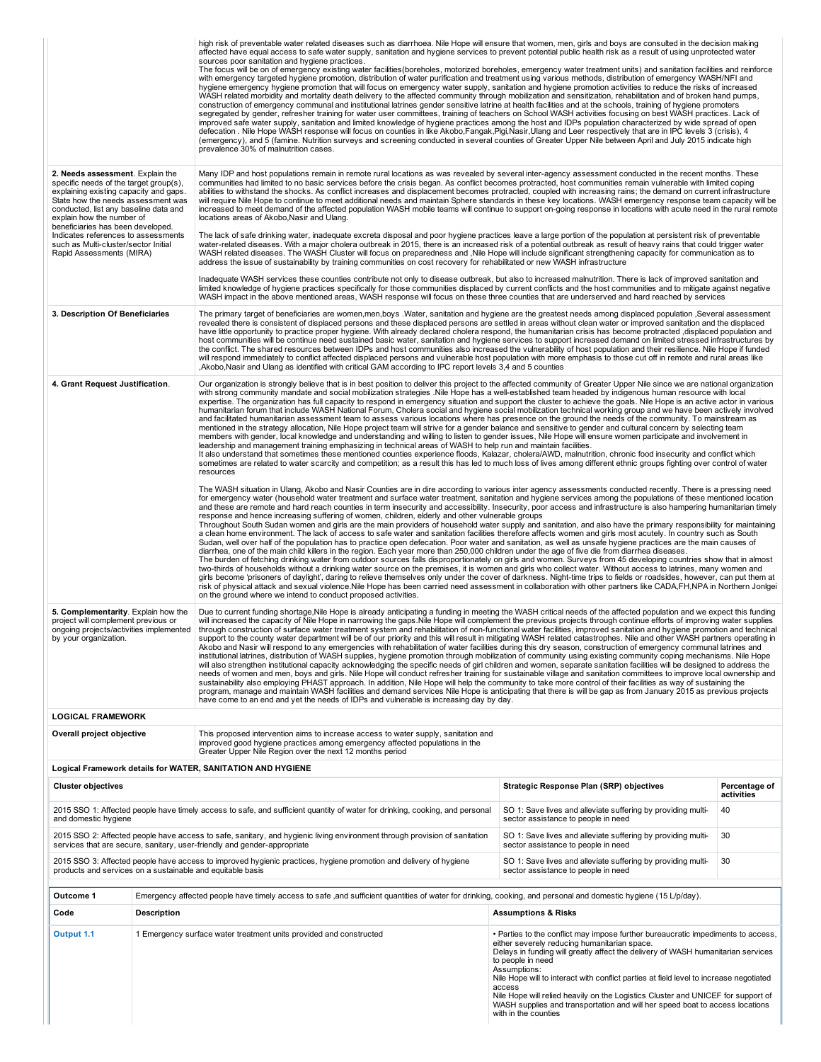| | |
|---|---|
| | high risk of preventable water related diseases such as diarrhoea. Nile Hope will ensure that women, men, girls and boys are consulted in the decision making affected have equal access to safe water supply, sanitation and hygiene services to prevent potential public health risk as a result of using unprotected water sources poor sanitation and hygiene practices.<br>The focus will be on of emergency existing water facilities(boreholes, motorized boreholes, emergency water treatment units) and sanitation facilities and reinforce with emergency targeted hygiene promotion, distribution of water purification and treatment using various methods, distribution of emergency WASH/NFI and hygiene emergency hygiene promotion that will focus on emergency water supply, sanitation and hygiene promotion activities to reduce the risks of increased WASH related morbidity and mortality death delivery to the affected community through mobilization and sensitization, rehabilitation and of broken hand pumps, construction of emergency communal and institutional latrines gender sensitive latrine at health facilities and at the schools, training of hygiene promoters segregated by gender, refresher training for water user committees, training of teachers on School WASH activities focusing on best WASH practices. Lack of improved safe water supply, sanitation and limited knowledge of hygiene practices among the host and IDPs population characterized by wide spread of open defecation . Nile Hope WASH response will focus on counties in like Akobo,Fangak,Pigi,Nasir,Ulang and Leer respectively that are in IPC levels 3 (crisis), 4 (emergency), and 5 (famine. Nutrition surveys and screening conducted in several counties of Greater Upper Nile between April and July 2015 indicate high prevalence 30% of malnutrition cases. |
| **2. Needs assessment**. Explain the specific needs of the target group(s), explaining existing capacity and gaps. State how the needs assessment was conducted, list any baseline data and explain how the number of beneficiaries has been developed. Indicates references to assessments such as Multi-cluster/sector Initial Rapid Assessments (MIRA) | Many IDP and host populations remain in remote rural locations as was revealed by several inter-agency assessment conducted in the recent months. These communities had limited to no basic services before the crisis began. As conflict becomes protracted, host communities remain vulnerable with limited coping abilities to withstand the shocks. As conflict increases and displacement becomes protracted, coupled with increasing rains; the demand on current infrastructure will require Nile Hope to continue to meet additional needs and maintain Sphere standards in these key locations. WASH emergency response team capacity will be increased to meet demand of the affected population WASH mobile teams will continue to support on-going response in locations with acute need in the rural remote locations areas of Akobo,Nasir and Ulang.<br><br>The lack of safe drinking water, inadequate excreta disposal and poor hygiene practices leave a large portion of the population at persistent risk of preventable water-related diseases. With a major cholera outbreak in 2015, there is an increased risk of a potential outbreak as result of heavy rains that could trigger water WASH related diseases. The WASH Cluster will focus on preparedness and ,Nile Hope will include significant strengthening capacity for communication as to address the issue of sustainability by training communities on cost recovery for rehabilitated or new WASH infrastructure<br><br>Inadequate WASH services these counties contribute not only to disease outbreak, but also to increased malnutrition. There is lack of improved sanitation and limited knowledge of hygiene practices specifically for those communities displaced by current conflicts and the host communities and to mitigate against negative WASH impact in the above mentioned areas, WASH response will focus on these three counties that are underserved and hard reached by services |
| **3. Description Of Beneficiaries** | The primary target of beneficiaries are women,men,boys .Water, sanitation and hygiene are the greatest needs among displaced population ,Several assessment revealed there is consistent of displaced persons and these displaced persons are settled in areas without clean water or improved sanitation and the displaced have little opportunity to practice proper hygiene. With already declared cholera respond, the humanitarian crisis has become protracted ,displaced population and host communities will be continue need sustained basic water, sanitation and hygiene services to support increased demand on limited stressed infrastructures by the conflict. The shared resources between IDPs and host communities also increased the vulnerability of host population and their resilience. Nile Hope if funded will respond immediately to conflict affected displaced persons and vulnerable host population with more emphasis to those cut off in remote and rural areas like ,Akobo,Nasir and Ulang as identified with critical GAM according to IPC report levels 3,4 and 5 counties |
| **4. Grant Request Justification**. | Our organization is strongly believe that is in best position to deliver this project to the affected community of Greater Upper Nile since we are national organization with strong community mandate and social mobilization strategies .Nile Hope has a well-established team headed by indigenous human resource with local expertise. The organization has full capacity to respond in emergency situation and support the cluster to achieve the goals. Nile Hope is an active actor in various humanitarian forum that include WASH National Forum, Cholera social and hygiene social mobilization technical working group and we have been actively involved and facilitated humanitarian assessment team to assess various locations where has presence on the ground the needs of the community. To mainstream as mentioned in the strategy allocation, Nile Hope project team will strive for a gender balance and sensitive to gender and cultural concern by selecting team members with gender, local knowledge and understanding and willing to listen to gender issues, Nile Hope will ensure women participate and involvement in leadership and management training emphasizing in technical areas of WASH to help run and maintain facilities.<br>It also understand that sometimes these mentioned counties experience floods, Kalazar, cholera/AWD, malnutrition, chronic food insecurity and conflict which sometimes are related to water scarcity and competition; as a result this has led to much loss of lives among different ethnic groups fighting over control of water resources<br><br>The WASH situation in Ulang, Akobo and Nasir Counties are in dire according to various inter agency assessments conducted recently. There is a pressing need for emergency water (household water treatment and surface water treatment, sanitation and hygiene services among the populations of these mentioned location and these are remote and hard reach counties in term insecurity and accessibility. Insecurity, poor access and infrastructure is also hampering humanitarian timely response and hence increasing suffering of women, children, elderly and other vulnerable groups<br>Throughout South Sudan women and girls are the main providers of household water supply and sanitation, and also have the primary responsibility for maintaining a clean home environment. The lack of access to safe water and sanitation facilities therefore affects women and girls most acutely. In country such as South Sudan, well over half of the population has to practice open defecation. Poor water and sanitation, as well as unsafe hygiene practices are the main causes of diarrhea, one of the main child killers in the region. Each year more than 250,000 children under the age of five die from diarrhea diseases.<br>The burden of fetching drinking water from outdoor sources falls disproportionately on girls and women. Surveys from 45 developing countries show that in almost two-thirds of households without a drinking water source on the premises, it is women and girls who collect water. Without access to latrines, many women and girls become 'prisoners of daylight', daring to relieve themselves only under the cover of darkness. Night-time trips to fields or roadsides, however, can put them at risk of physical attack and sexual violence.Nile Hope has been carried need assessment in collaboration with other partners like CADA,FH,NPA in Northern Jonlgei on the ground where we intend to conduct proposed activities. |
| **5. Complementarity**. Explain how the project will complement previous or ongoing projects/activities implemented by your organization. | Due to current funding shortage,Nile Hope is already anticipating a funding in meeting the WASH critical needs of the affected population and we expect this funding will increased the capacity of Nile Hope in narrowing the gaps.Nile Hope will complement the previous projects through continue efforts of improving water supplies through construction of surface water treatment system and rehabilitation of non-functional water facilities, improved sanitation and hygiene promotion and technical support to the county water department will be of our priority and this will result in mitigating WASH related catastrophes. Nile and other WASH partners operating in Akobo and Nasir will respond to any emergencies with rehabilitation of water facilities during this dry season, construction of emergency communal latrines and institutional latrines, distribution of WASH supplies, hygiene promotion through mobilization of community using existing community coping mechanisms. Nile Hope will also strengthen institutional capacity acknowledging the specific needs of girl children and women, separate sanitation facilities will be designed to address the needs of women and men, boys and girls. Nile Hope will conduct refresher training for sustainable village and sanitation committees to improve local ownership and sustainability also employing PHAST approach. In addition, Nile Hope will help the community to take more control of their facilities as way of sustaining the program, manage and maintain WASH facilities and demand services Nile Hope is anticipating that there is will be gap as from January 2015 as previous projects have come to an end and yet the needs of IDPs and vulnerable is increasing day by day. |

**LOGICAL FRAMEWORK**

| | |
|---|---|
| **Overall project objective** | This proposed intervention aims to increase access to water supply, sanitation and improved good hygiene practices among emergency affected populations in the Greater Upper Nile Region over the next 12 months period |

**Logical Framework details for WATER, SANITATION AND HYGIENE**

| Cluster objectives | Strategic Response Plan (SRP) objectives | Percentage of activities |
|---|---|---|
| 2015 SSO 1: Affected people have timely access to safe, and sufficient quantity of water for drinking, cooking, and personal and domestic hygiene | SO 1: Save lives and alleviate suffering by providing multi-sector assistance to people in need | 40 |
| 2015 SSO 2: Affected people have access to safe, sanitary, and hygienic living environment through provision of sanitation services that are secure, sanitary, user-friendly and gender-appropriate | SO 1: Save lives and alleviate suffering by providing multi-sector assistance to people in need | 30 |
| 2015 SSO 3: Affected people have access to improved hygienic practices, hygiene promotion and delivery of hygiene products and services on a sustainable and equitable basis | SO 1: Save lives and alleviate suffering by providing multi-sector assistance to people in need | 30 |

| **Outcome 1** | Emergency affected people have timely access to safe ,and sufficient quantities of water for drinking, cooking, and personal and domestic hygiene (15 L/p/day). | |
|---|---|---|
| **Code** | **Description** | **Assumptions & Risks** |
| **Output 1.1** | 1 Emergency surface water treatment units provided and constructed | • Parties to the conflict may impose further bureaucratic impediments to access, either severely reducing humanitarian space.<br>Delays in funding will greatly affect the delivery of WASH humanitarian services to people in need<br>Assumptions:<br>Nile Hope will to interact with conflict parties at field level to increase negotiated access<br>Nile Hope will relied heavily on the Logistics Cluster and UNICEF for support of WASH supplies and transportation and will her speed boat to access locations with in the counties |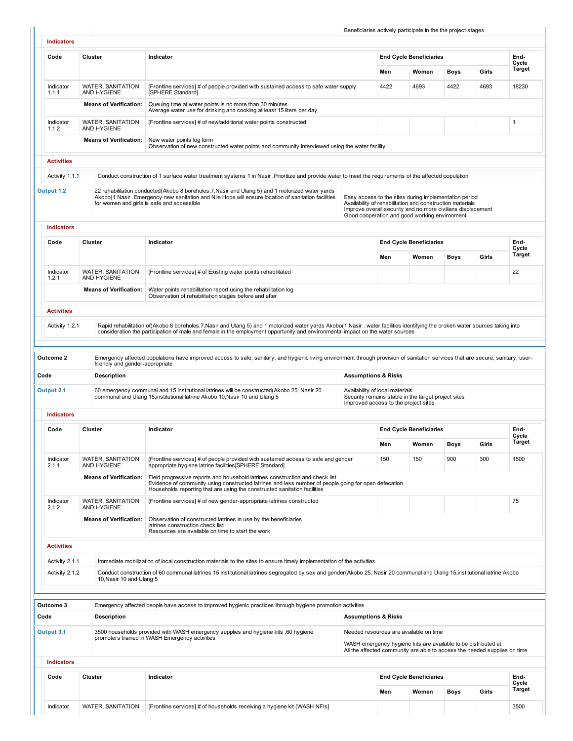| | | Beneficiaries actively participate in the the project stages |
|---|---|---|

**Indicators**

| Code | Cluster | Indicator | End Cycle Beneficiaries | | | | End-Cycle Target |
|---|---|---|---|---|---|---|---|
| | | | Men | Women | Boys | Girls | |
| Indicator 1.1.1 | WATER, SANITATION AND HYGIENE | [Frontline services] # of people provided with sustained access to safe water supply [SPHERE Standard] | 4422 | 4693 | 4422 | 4693 | 18230 |
| | **Means of Verification:** | Queuing time at water points is no more than 30 minutes<br>Average water use for drinking and cooking at least 15 liters per day | | | | | |
| Indicator 1.1.2 | WATER, SANITATION AND HYGIENE | [Frontline services] # of new/additional water points constructed | | | | | 1 |
| | **Means of Verification:** | New water points log form<br>Observation of new constructed water points and community interviewed using the water facility | | | | | |

**Activities**

| | |
|---|---|
| Activity 1.1.1 | Conduct construction of 1 surface water treatment systems 1 in Nasir .Prioritize and provide water to meet the requirements of the affected population |

| | | |
|---|---|---|
| **Output 1.2** | 22 rehabilitation conducted(Akobo 8 boreholes,7,Nasir and Ulang 5) and 1 motorized water yards Akobo(1 Nasir .Emergency new sanitation and Nile Hope will ensure location of sanitation facilities for women and girls is safe and accessible | Easy access to the sites during implementation period<br>Availability of rehabilitation and construction materials<br>Improve overall security and no more civilians displacement<br>Good cooperation and good working environment |

**Indicators**

| Code | Cluster | Indicator | End Cycle Beneficiaries | | | | End-Cycle Target |
|---|---|---|---|---|---|---|---|
| | | | Men | Women | Boys | Girls | |
| Indicator 1.2.1 | WATER, SANITATION AND HYGIENE | [Frontline services] # of Existing water points rehabilitated | | | | | 22 |
| | **Means of Verification:** | Water points rehabilitation report using the rehabilitation log<br>Observation of rehabilitation stages before and after | | | | | |

**Activities**

| | |
|---|---|
| Activity 1.2.1 | Rapid rehabilitation of(Akobo 8 boreholes,7,Nasir and Ulang 5) and 1 motorized water yards Akobo(1 Nasir . water facilities identifying the broken water sources taking into consideration the participation of male and female in the employment opportunity and environmental impact on the water sources |

| | | |
|---|---|---|
| **Outcome 2** | Emergency affected populations have improved access to safe, sanitary, and hygienic living environment through provision of sanitation services that are secure, sanitary, user-friendly and gender-appropriate | |
| **Code** | **Description** | **Assumptions & Risks** |
| **Output 2.1** | 60 emergency communal and 15 institutional latrines will be constructed(Akobo 25, Nasir 20 communal and Ulang 15,institutional latrine Akobo 10,Nasir 10 and Ulang 5 | Availability of local materials<br>Security remains stable in the target project sites<br>Improved access to the project sites |

**Indicators**

| Code | Cluster | Indicator | End Cycle Beneficiaries | | | | End-Cycle Target |
|---|---|---|---|---|---|---|---|
| | | | Men | Women | Boys | Girls | |
| Indicator 2.1.1 | WATER, SANITATION AND HYGIENE | [Frontline services] # of people provided with sustained access to safe and gender appropriate hygiene latrine facilities[SPHERE Standard] | 150 | 150 | 900 | 300 | 1500 |
| | **Means of Verification:** | Field progressive reports and household latrines construction and check list<br>Evidence of community using constructed latrines and less number of people going for open defecation<br>Households reporting that are using the constructed sanitation facilities | | | | | |
| Indicator 2.1.2 | WATER, SANITATION AND HYGIENE | [Frontline services] # of new gender-appropriate latrines constructed | | | | | 75 |
| | **Means of Verification:** | Observation of constructed latrines in use by the beneficiaries<br>latrines construction check list<br>Resources are available on time to start the work | | | | | |

**Activities**

| | |
|---|---|
| Activity 2.1.1 | Immediate mobilization of local construction materials to the sites to ensure timely implementation of the activities |
| Activity 2.1.2 | Conduct construction of 60 communal latrines 15 institutional latrines segregated by sex and gender(Akobo 25, Nasir 20 communal and Ulang 15,institutional latrine Akobo 10,Nasir 10 and Ulang 5 |

| | | |
|---|---|---|
| **Outcome 3** | Emergency affected people have access to improved hygienic practices through hygiene promotion activities | |
| **Code** | **Description** | **Assumptions & Risks** |
| **Output 3.1** | 3500 households provided with WASH emergency supplies and hygiene kits ,60 hygiene promoters trained in WASH Emergency activities | Needed resources are available on time<br><br>WASH emergency hygiene kits are available to be distributed at<br>All the affected community are able to access the needed supplies on time |

**Indicators**

| Code | Cluster | Indicator | End Cycle Beneficiaries | | | | End-Cycle Target |
|---|---|---|---|---|---|---|---|
| | | | Men | Women | Boys | Girls | |
| Indicator | WATER, SANITATION | [Frontline services] # of households receiving a hygiene kit (WASH NFIs] | | | | | 3500 |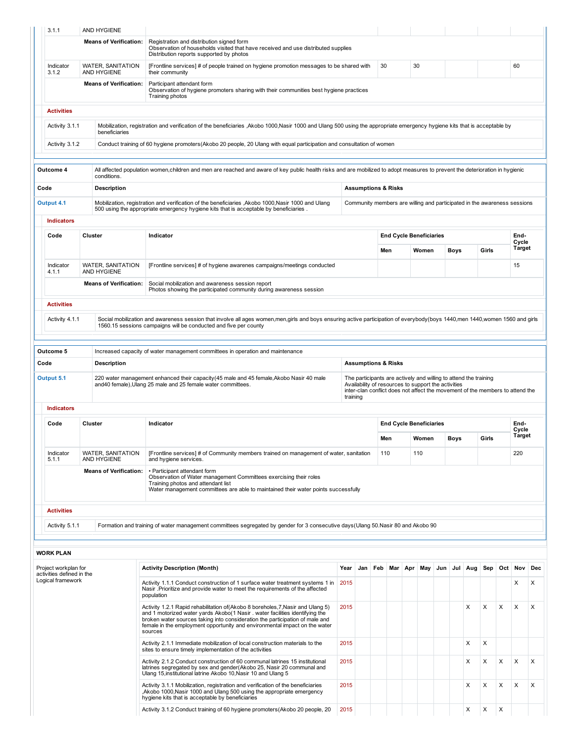| Code | Cluster | Indicator | Men | Women | Boys | Girls | End-Cycle Target |
|---|---|---|---|---|---|---|---|
| 3.1.1 | AND HYGIENE | | | | | | |
| | **Means of Verification:** | Registration and distribution signed form<br>Observation of households visited that have received and use distributed supplies<br>Distribution reports supported by photos | | | | | |
| Indicator 3.1.2 | WATER, SANITATION AND HYGIENE | [Frontline services] # of people trained on hygiene promotion messages to be shared with their community | 30 | 30 | | | 60 |
| | **Means of Verification:** | Participant attendant form<br>Observation of hygiene promoters sharing with their communities best hygiene practices<br>Training photos | | | | | |

**Activities**

| | |
|---|---|
| Activity 3.1.1 | Mobilization, registration and verification of the beneficiaries ,Akobo 1000,Nasir 1000 and Ulang 500 using the appropriate emergency hygiene kits that is acceptable by beneficiaries |
| Activity 3.1.2 | Conduct training of 60 hygiene promoters(Akobo 20 people, 20 Ulang with equal participation and consultation of women |

| **Outcome 4** | All affected population women,children and men are reached and aware of key public health risks and are mobilized to adopt measures to prevent the deterioration in hygienic conditions. | |
|---|---|---|
| **Code** | **Description** | **Assumptions & Risks** |
| **Output 4.1** | Mobilization, registration and verification of the beneficiaries ,Akobo 1000,Nasir 1000 and Ulang 500 using the appropriate emergency hygiene kits that is acceptable by beneficiaries . | Community members are willing and participated in the awareness sessions |

**Indicators**

| Code | Cluster | Indicator | End Cycle Beneficiaries | | | | End-Cycle Target |
|---|---|---|---|---|---|---|---|
| | | | Men | Women | Boys | Girls | |
| Indicator 4.1.1 | WATER, SANITATION AND HYGIENE | [Frontline services] # of hygiene awarenes campaigns/meetings conducted | | | | | 15 |
| | **Means of Verification:** | Social mobilization and awareness session report<br>Photos showing the participated community during awareness session | | | | | |

**Activities**

| | |
|---|---|
| Activity 4.1.1 | Social mobilization and awareness session that involve all ages women,men,girls and boys ensuring active participation of everybody(boys 1440,men 1440,women 1560 and girls 1560.15 sessions campaigns will be conducted and five per county |

| **Outcome 5** | Increased capacity of water management committees in operation and maintenance | |
|---|---|---|
| **Code** | **Description** | **Assumptions & Risks** |
| **Output 5.1** | 220 water management enhanced their capacity(45 male and 45 female,Akobo Nasir 40 male and40 female),Ulang 25 male and 25 female water committees. | The participants are actively and willing to attend the training<br>Availability of resources to support the activities<br>inter-clan conflict does not affect the movement of the members to attend the training |

**Indicators**

| Code | Cluster | Indicator | End Cycle Beneficiaries | | | | End-Cycle Target |
|---|---|---|---|---|---|---|---|
| | | | Men | Women | Boys | Girls | |
| Indicator 5.1.1 | WATER, SANITATION AND HYGIENE | [Frontline services] # of Community members trained on management of water, sanitation and hygiene services. | 110 | 110 | | | 220 |
| | **Means of Verification:** | • Participant attendant form<br>Observation of Water management Committees exercising their roles<br>Training photos and attendant list<br>Water management committees are able to maintained their water points successfully | | | | | |

**Activities**

| | |
|---|---|
| Activity 5.1.1 | Formation and training of water management committees segregated by gender for 3 consecutive days(Ulang 50.Nasir 80 and Akobo 90 |

**WORK PLAN**

Project workplan for activities defined in the Logical framework

| Activity Description (Month) | Year | Jan | Feb | Mar | Apr | May | Jun | Jul | Aug | Sep | Oct | Nov | Dec |
|---|---|---|---|---|---|---|---|---|---|---|---|---|---|
| Activity 1.1.1 Conduct construction of 1 surface water treatment systems 1 in Nasir .Prioritize and provide water to meet the requirements of the affected population | 2015 | | | | | | | | | | | X | X |
| Activity 1.2.1 Rapid rehabilitation of(Akobo 8 boreholes,7,Nasir and Ulang 5) and 1 motorized water yards Akobo(1 Nasir . water facilities identifying the broken water sources taking into consideration the participation of male and female in the employment opportunity and environmental impact on the water sources | 2015 | | | | | | | | X | X | X | X | X |
| Activity 2.1.1 Immediate mobilization of local construction materials to the sites to ensure timely implementation of the activities | 2015 | | | | | | | | X | X | | | |
| Activity 2.1.2 Conduct construction of 60 communal latrines 15 institutional latrines segregated by sex and gender(Akobo 25, Nasir 20 communal and Ulang 15,institutional latrine Akobo 10,Nasir 10 and Ulang 5 | 2015 | | | | | | | | X | X | X | X | X |
| Activity 3.1.1 Mobilization, registration and verification of the beneficiaries ,Akobo 1000,Nasir 1000 and Ulang 500 using the appropriate emergency hygiene kits that is acceptable by beneficiaries | 2015 | | | | | | | | X | X | X | X | X |
| Activity 3.1.2 Conduct training of 60 hygiene promoters(Akobo 20 people, 20 | 2015 | | | | | | | | X | X | X | | |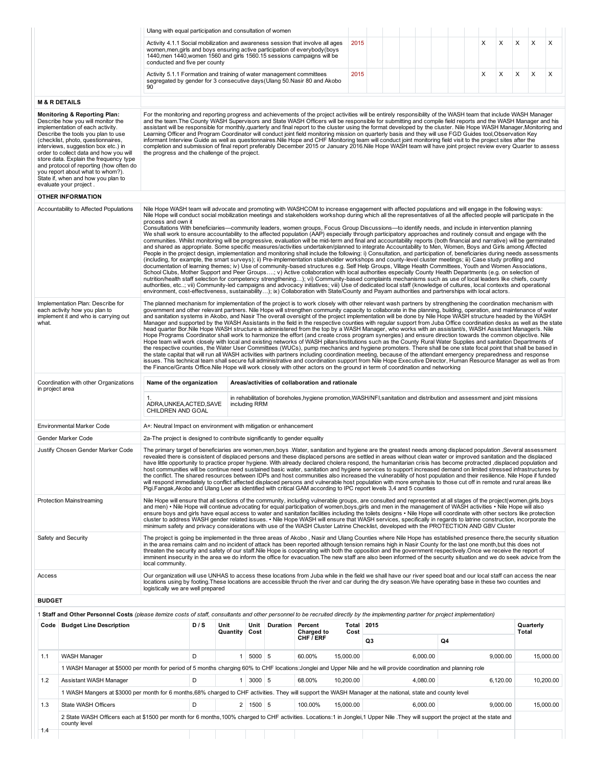| | | | | | | | | | | | | | | | |
|---|---|---|---|---|---|---|---|---|---|---|---|---|---|---|---|
| | Ulang with equal participation and consultation of women | | | | | | | | | | | | | | |
| | Activity 4.1.1 Social mobilization and awareness session that involve all ages women,men,girls and boys ensuring active participation of everybody(boys 1440,men 1440,women 1560 and girls 1560.15 sessions campaigns will be conducted and five per county | 2015 | | | | | | | | | X | X | X | X | X |
| | Activity 5.1.1 Formation and training of water management committees segregated by gender for 3 consecutive days(Ulang 50.Nasir 80 and Akobo 90 | 2015 | | | | | | | | | X | X | X | X | X |

**M & R DETAILS**

| | |
|---|---|
| **Monitoring & Reporting Plan:** Describe how you will monitor the implementation of each activity. Describe the tools you plan to use (checklist, photo, questionnaires, interviews, suggestion box etc.) in order to collect data and how you will store data. Explain the frequency type and protocol of reporting (how often do you report about what to whom?). State if, when and how you plan to evaluate your project . | For the monitoring and reporting progress and achievements of the project activities will be entirely responsibility of the WASH team that include WASH Manager and the team.The County WASH Supervisors and State WASH Officers will be responsible for submitting and compile field reports and the WASH Manager and his assistant will be responsible for monthly,quarterly and final report to the cluster using the format developed by the cluster. Nile Hope WASH Manager,Monitoring and Learning Officer and Program Coordinator will conduct joint field monitoring mission on quarterly basis and they will use FGD Guides tool,Observation Key informant Interview Guide as well as questionnaires.Nile Hope and CHF Monitoring team will conduct joint monitoring field visit to the project sites after the completion and submission of final report preferably December 2015 or January 2016.Nile Hope WASH team will have joint project review every Quarter to assess the progress and the challenge of the project. |

**OTHER INFORMATION**

| | |
|---|---|
| Accountability to Affected Populations | Nile Hope WASH team will advocate and promoting with WASHCOM to increase engagement with affected populations and will engage in the following ways: Nile Hope will conduct social mobilization meetings and stakeholders workshop during which all the representatives of all the affected people will participate in the process and own it Consultations With beneficiaries—community leaders, women groups, Focus Group Discussions—to identify needs, and include in intervention planning We shall work to ensure accountability to the affected population (AAP) especially through participatory approaches and routinely consult and engage with the communities. Whilst monitoring will be progressive, evaluation will be mid-term and final and accountability reports (both financial and narrative) will be germinated and shared as appropriate. Some specific measures/activities undertaken/planned to integrate Accountability to Men, Women, Boys and Girls among Affected People in the project design, implementation and monitoring shall include the following: i) Consultation, and participation of, beneficiaries during needs assessments (including, for example, the smart surveys); ii) Pre-implementation stakeholder workshops and county-level cluster meetings; iii) Case study profiling and documentation of learning themes; iv) Use of community-based structures e.g. Self Help Groups, Village Health Committees, Youth and Women Associations, School Clubs, Mother Support and Peer Groups….; v) Active collaboration with local authorities especially County Health Departments (e.g. on selection of nutrition/health staff selection for competency strengthening…); vi) Community-based complaints mechanisms such as use of local leaders like chiefs, county authorities, etc..; vii) Community-led campaigns and advocacy initiatives; viii) Use of dedicated local staff (knowledge of cultures, local contexts and operational environment, cost-effectiveness, sustainability…); ix) Collaboration with State/County and Payam authorities and partnerships with local actors. |
| Implementation Plan: Describe for each activity how you plan to implement it and who is carrying out what. | The planned mechanism for implementation of the project is to work closely with other relevant wash partners by strengthening the coordination mechanism with government and other relevant partners. Nile Hope will strengthen community capacity to collaborate in the planning, building, operation, and maintenance of water and sanitation systems in Akobo, and Nasir The overall oversight of the project implementation will be done by Nile Hope WASH structure headed by the WASH Manager and supported by the WASH Assistants in the field in the respective counties with regular support from Juba Office coordination desks as well as the state head quarter Bor.Nile Hope WASH structure is administered from the top by a WASH Manager, who works with an assistant/s, WASH Assistant Manager/s. Nile Hope Programs Coordinator shall work to harmonize the effort (and create cross program synergies) and ensure direction towards the common objective. Nile Hope team will work closely with local and existing networks of WASH pillars/institutions such as the County Rural Water Supplies and sanitation Departments of the respective counties, the Water User Committees (WUCs), pump mechanics and hygiene promoters. There shall be one state focal point that shall be based in the state capital that will run all WASH activities with partners including coordination meeting, because of the attendant emergency preparedness and response issues. This technical team shall secure full administrative and coordination support from Nile Hope Executive Director, Human Resource Manager as well as from the Finance/Grants Office.Nile Hope will work closely with other actors on the ground in term of coordination and networking |
| Coordination with other Organizations in project area | **Name of the organization** / **Areas/activities of collaboration and rationale**<br>1. ADRA,UNKEA,ACTED,SAVE CHILDREN AND GOAL — in rehabilitation of boreholes,hygiene promotion,WASH/NFI,sanitation and distribution and assessment and joint missions including RRM |
| Environmental Marker Code | A+: Neutral Impact on environment with mitigation or enhancement |
| Gender Marker Code | 2a-The project is designed to contribute significantly to gender equality |
| Justify Chosen Gender Marker Code | The primary target of beneficiaries are women,men,boys .Water, sanitation and hygiene are the greatest needs among displaced population .Several assessment revealed there is consistent of displaced persons and these displaced persons are settled in areas without clean water or improved sanitation and the displaced have little opportunity to practice proper hygiene. With already declared cholera respond, the humanitarian crisis has become protracted ,displaced population and host communities will be continue need sustained basic water, sanitation and hygiene services to support increased demand on limited stressed infrastructures by the conflict. The shared resources between IDPs and host communities also increased the vulnerability of host population and their resilience. Nile Hope if funded will respond immediately to conflict affected displaced persons and vulnerable host population with more emphasis to those cut off in remote and rural areas like Pigi.Fangak,Akobo and Ulang Leer as identified with critical GAM according to IPC report levels 3,4 and 5 counties |
| Protection Mainstreaming | Nile Hope will ensure that all sections of the community, including vulnerable groups, are consulted and represented at all stages of the project(women,girls,boys and men) • Nile Hope will continue advocating for equal participation of women,boys,girls and men in the management of WASH activities • Nile Hope will also ensure boys and girls have equal access to water and sanitation facilities including the toilets designs • Nile Hope will coordinate with other sectors like protection cluster to address WASH gender related issues. • Nile Hope WASH will ensure that WASH services, specifically in regards to latrine construction, incorporate the minimum safety and privacy considerations with use of the WASH Cluster Latrine Checklist, developed with the PROTECTION AND GBV Cluster |
| Safety and Security | The project is going be implemented in the three areas of Akobo , Nasir and Ulang Counties where Nile Hope has established presence there,the security situation in the area remains calm and no incident of attack has been reported although tension remains high in Nasir County for the last one month,but this does not threaten the security and safety of our staff.Nile Hope is cooperating with both the opposition and the government respectively.Once we receive the report of imminent insecurity in the area we do inform the office for evacuation.The new staff are also been informed of the security situation and we do seek advice from the local community. |
| Access | Our organization will use UNHAS to access these locations from Juba while in the field we shall have our river speed boat and our local staff can access the near locations using by footing.These locations are accessible thruoh the river and car during the dry season.We have operating base in these two counties and logistically we are well prepared |

**BUDGET**

1 **Staff and Other Personnel Costs** *(please itemize costs of staff, consultants and other personnel to be recruited directly by the implementing partner for project implementation)*

| Code | Budget Line Description | D / S | Unit Quantity | Unit Cost | Duration | Percent Charged to CHF / ERF | Total Cost | 2015 Q3 | 2015 Q4 | Quarterly Total |
|---|---|---|---|---|---|---|---|---|---|---|
| 1.1 | WASH Manager | D | 1 | 5000 | 5 | 60.00% | 15,000.00 | 6,000.00 | 9,000.00 | 15,000.00 |
| | 1 WASH Manager at $5000 per month for period of 5 months charging 60% to CHF locations:Jonglei and Upper Nile and he will provide coordination and planning role | | | | | | | | | |
| 1.2 | Assistant WASH Manager | D | 1 | 3000 | 5 | 68.00% | 10,200.00 | 4,080.00 | 6,120.00 | 10,200.00 |
| | 1 WASH Mangers at $3000 per month for 6 months,68% charged to CHF activities. They will support the WASH Manager at the national, state and county level | | | | | | | | | |
| 1.3 | State WASH Officers | D | 2 | 1500 | 5 | 100.00% | 15,000.00 | 6,000.00 | 9,000.00 | 15,000.00 |
| | 2 State WASH Officers each at $1500 per month for 6 months,100% charged to CHF activities. Locations:1 in Jonglei,1 Upper Nile .They will support the project at the state and county level | | | | | | | | | |
| 1.4 | | | | | | | | | | |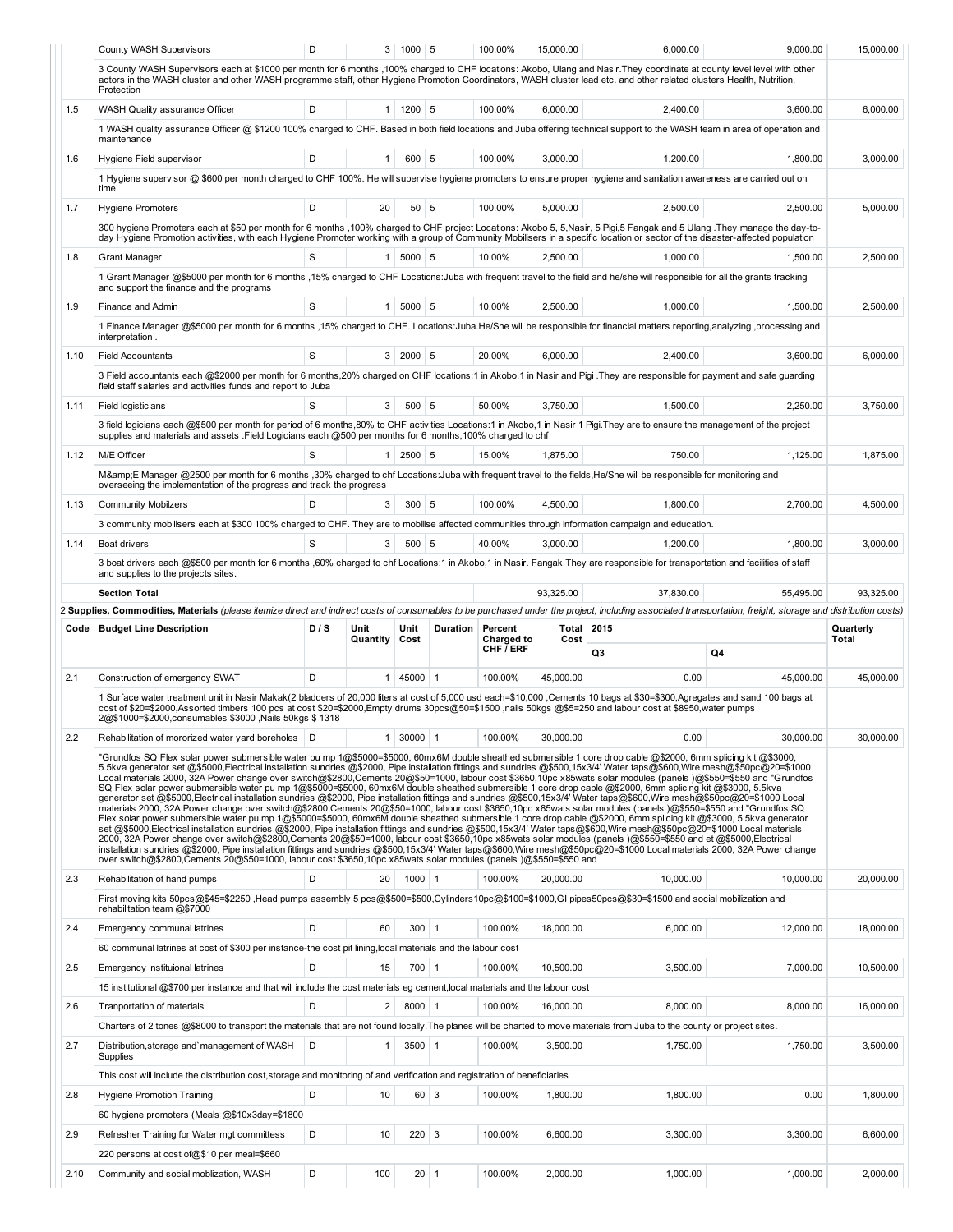| Code | Budget Line Description | D / S | Unit Quantity | Unit Cost | Duration | Percent Charged to CHF / ERF | Total Cost | 2015 Q3 | 2015 Q4 | Quarterly Total |
|---|---|---|---|---|---|---|---|---|---|---|
| | County WASH Supervisors | D | 3 | 1000 | 5 | 100.00% | 15,000.00 | 6,000.00 | 9,000.00 | 15,000.00 |
| | 3 County WASH Supervisors each at $1000 per month for 6 months ,100% charged to CHF locations: Akobo, Ulang and Nasir.They coordinate at county level level with other actors in the WASH cluster and other WASH programme staff, other Hygiene Promotion Coordinators, WASH cluster lead etc. and other related clusters Health, Nutrition, Protection | | | | | | | | | |
| 1.5 | WASH Quality assurance Officer | D | 1 | 1200 | 5 | 100.00% | 6,000.00 | 2,400.00 | 3,600.00 | 6,000.00 |
| | 1 WASH quality assurance Officer @ $1200 100% charged to CHF. Based in both field locations and Juba offering technical support to the WASH team in area of operation and maintenance | | | | | | | | | |
| 1.6 | Hygiene Field supervisor | D | 1 | 600 | 5 | 100.00% | 3,000.00 | 1,200.00 | 1,800.00 | 3,000.00 |
| | 1 Hygiene supervisor @ $600 per month charged to CHF 100%. He will supervise hygiene promoters to ensure proper hygiene and sanitation awareness are carried out on time | | | | | | | | | |
| 1.7 | Hygiene Promoters | D | 20 | 50 | 5 | 100.00% | 5,000.00 | 2,500.00 | 2,500.00 | 5,000.00 |
| | 300 hygiene Promoters each at $50 per month for 6 months ,100% charged to CHF project Locations: Akobo 5, 5,Nasir, 5 Pigi,5 Fangak and 5 Ulang .They manage the day-to-day Hygiene Promotion activities, with each Hygiene Promoter working with a group of Community Mobilisers in a specific location or sector of the disaster-affected population | | | | | | | | | |
| 1.8 | Grant Manager | S | 1 | 5000 | 5 | 10.00% | 2,500.00 | 1,000.00 | 1,500.00 | 2,500.00 |
| | 1 Grant Manager @$5000 per month for 6 months ,15% charged to CHF Locations:Juba with frequent travel to the field and he/she will responsible for all the grants tracking and support the finance and the programs | | | | | | | | | |
| 1.9 | Finance and Admin | S | 1 | 5000 | 5 | 10.00% | 2,500.00 | 1,000.00 | 1,500.00 | 2,500.00 |
| | 1 Finance Manager @$5000 per month for 6 months ,15% charged to CHF. Locations:Juba.He/She will be responsible for financial matters reporting,analyzing ,processing and interpretation . | | | | | | | | | |
| 1.10 | Field Accountants | S | 3 | 2000 | 5 | 20.00% | 6,000.00 | 2,400.00 | 3,600.00 | 6,000.00 |
| | 3 Field accountants each @$2000 per month for 6 months,20% charged on CHF locations:1 in Akobo,1 in Nasir and Pigi .They are responsible for payment and safe guarding field staff salaries and activities funds and report to Juba | | | | | | | | | |
| 1.11 | Field logisticians | S | 3 | 500 | 5 | 50.00% | 3,750.00 | 1,500.00 | 2,250.00 | 3,750.00 |
| | 3 field logicians each @$500 per month for period of 6 months,80% to CHF activities Locations:1 in Akobo,1 in Nasir 1 Pigi.They are to ensure the management of the project supplies and materials and assets .Field Logicians each @$500 per months for 6 months,100% charged to chf | | | | | | | | | |
| 1.12 | M/E Officer | S | 1 | 2500 | 5 | 15.00% | 1,875.00 | 750.00 | 1,125.00 | 1,875.00 |
| | M&amp;E Manager @2500 per month for 6 months ,30% charged to chf Locations:Juba with frequent travel to the fields,He/She will be responsible for monitoring and overseeing the implementation of the progress and track the progress | | | | | | | | | |
| 1.13 | Community Mobilzers | D | 3 | 300 | 5 | 100.00% | 4,500.00 | 1,800.00 | 2,700.00 | 4,500.00 |
| | 3 community mobilisers each at $300 100% charged to CHF. They are to mobilise affected communities through information campaign and education. | | | | | | | | | |
| 1.14 | Boat drivers | S | 3 | 500 | 5 | 40.00% | 3,000.00 | 1,200.00 | 1,800.00 | 3,000.00 |
| | 3 boat drivers each @$500 per month for 6 months ,60% charged to chf Locations:1 in Akobo,1 in Nasir. Fangak They are responsible for transportation and facilities of staff and supplies to the projects sites. | | | | | | | | | |
| | **Section Total** | | | | | | 93,325.00 | 37,830.00 | 55,495.00 | 93,325.00 |

2 **Supplies, Commodities, Materials** *(please itemize direct and indirect costs of consumables to be purchased under the project, including associated transportation, freight, storage and distribution costs)*

| Code | Budget Line Description | D / S | Unit Quantity | Unit Cost | Duration | Percent Charged to CHF / ERF | Total Cost | 2015 Q3 | 2015 Q4 | Quarterly Total |
|---|---|---|---|---|---|---|---|---|---|---|
| 2.1 | Construction of emergency SWAT | D | 1 | 45000 | 1 | 100.00% | 45,000.00 | 0.00 | 45,000.00 | 45,000.00 |
| | 1 Surface water treatment unit in Nasir Makak(2 bladders of 20,000 liters at cost of 5,000 usd each=$10,000 ,Cements 10 bags at $30=$300,Agregates and sand 100 bags at cost of $20=$2000,Assorted timbers 100 pcs at cost $20=$2000,Empty drums 30pcs@$50=$1500 ,nails 50kgs @$5=250 and labour cost at $8950,water pumps 2@$1000=$2000,consumables $3000 ,Nails 50kgs $ 1318 | | | | | | | | | |
| 2.2 | Rehabilitation of mororized water yard boreholes | D | 1 | 30000 | 1 | 100.00% | 30,000.00 | 0.00 | 30,000.00 | 30,000.00 |
| | "Grundfos SQ Flex solar power submersible water pu mp 1@$5000=$5000, 60mx6M double sheathed submersible 1 core drop cable @$2000, 6mm splicing kit @$3000, 5.5kva generator set @$5000,Electrical installation sundries @$2000, Pipe installation fittings and sundries @$500,15x3/4' Water taps@$600,Wire mesh@$50pc@20=$1000 Local materials 2000, 32A Power change over switch@$2800,Cements 20@$50=1000, labour cost $3650,10pc x85wats solar modules (panels )@$550=$550 and "Grundfos SQ Flex solar power submersible water pu mp 1@$5000=$5000, 60mx6M double sheathed submersible 1 core drop cable @$2000, 6mm splicing kit @$3000, 5.5kva generator set @$5000,Electrical installation sundries @$2000, Pipe installation fittings and sundries @$500,15x3/4' Water taps@$600,Wire mesh@$50pc@20=$1000 Local materials 2000, 32A Power change over switch@$2800,Cements 20@$50=1000, labour cost $3650,10pc x85wats solar modules (panels )@$550=$550 and "Grundfos SQ Flex solar power submersible water pu mp 1@$5000=$5000, 60mx6M double sheathed submersible 1 core drop cable @$2000, 6mm splicing kit @$3000, 5.5kva generator set @$5000,Electrical installation sundries @$2000, Pipe installation fittings and sundries @$500,15x3/4' Water taps@$600,Wire mesh@$50pc@20=$1000 Local materials 2000, 32A Power change over switch@$2800,Cements 20@$50=1000, labour cost $3650,10pc x85wats solar modules (panels )@$550=$550 and et @$5000,Electrical installation sundries @$2000, Pipe installation fittings and sundries @$500,15x3/4' Water taps@$600,Wire mesh@$50pc@20=$1000 Local materials 2000, 32A Power change over switch@$2800,Cements 20@$50=1000, labour cost $3650,10pc x85wats solar modules (panels )@$550=$550 and | | | | | | | | | |
| 2.3 | Rehabilitation of hand pumps | D | 20 | 1000 | 1 | 100.00% | 20,000.00 | 10,000.00 | 10,000.00 | 20,000.00 |
| | First moving kits 50pcs@$45=$2250 ,Head pumps assembly 5 pcs@$500=$500,Cylinders10pc@$100=$1000,GI pipes50pcs@$30=$1500 and social mobilization and rehabilitation team @$7000 | | | | | | | | | |
| 2.4 | Emergency communal latrines | D | 60 | 300 | 1 | 100.00% | 18,000.00 | 6,000.00 | 12,000.00 | 18,000.00 |
| | 60 communal latrines at cost of $300 per instance-the cost pit lining,local materials and the labour cost | | | | | | | | | |
| 2.5 | Emergency instituional latrines | D | 15 | 700 | 1 | 100.00% | 10,500.00 | 3,500.00 | 7,000.00 | 10,500.00 |
| | 15 institutional @$700 per instance and that will include the cost materials eg cement,local materials and the labour cost | | | | | | | | | |
| 2.6 | Tranportation of materials | D | 2 | 8000 | 1 | 100.00% | 16,000.00 | 8,000.00 | 8,000.00 | 16,000.00 |
| | Charters of 2 tones @$8000 to transport the materials that are not found locally.The planes will be charted to move materials from Juba to the county or project sites. | | | | | | | | | |
| 2.7 | Distribution,storage and`management of WASH Supplies | D | 1 | 3500 | 1 | 100.00% | 3,500.00 | 1,750.00 | 1,750.00 | 3,500.00 |
| | This cost will include the distribution cost,storage and monitoring of and verification and registration of beneficiaries | | | | | | | | | |
| 2.8 | Hygiene Promotion Training | D | 10 | 60 | 3 | 100.00% | 1,800.00 | 1,800.00 | 0.00 | 1,800.00 |
| | 60 hygiene promoters (Meals @$10x3day=$1800 | | | | | | | | | |
| 2.9 | Refresher Training for Water mgt committess | D | 10 | 220 | 3 | 100.00% | 6,600.00 | 3,300.00 | 3,300.00 | 6,600.00 |
| | 220 persons at cost of@$10 per meal=$660 | | | | | | | | | |
| 2.10 | Community and social moblization, WASH | D | 100 | 20 | 1 | 100.00% | 2,000.00 | 1,000.00 | 1,000.00 | 2,000.00 |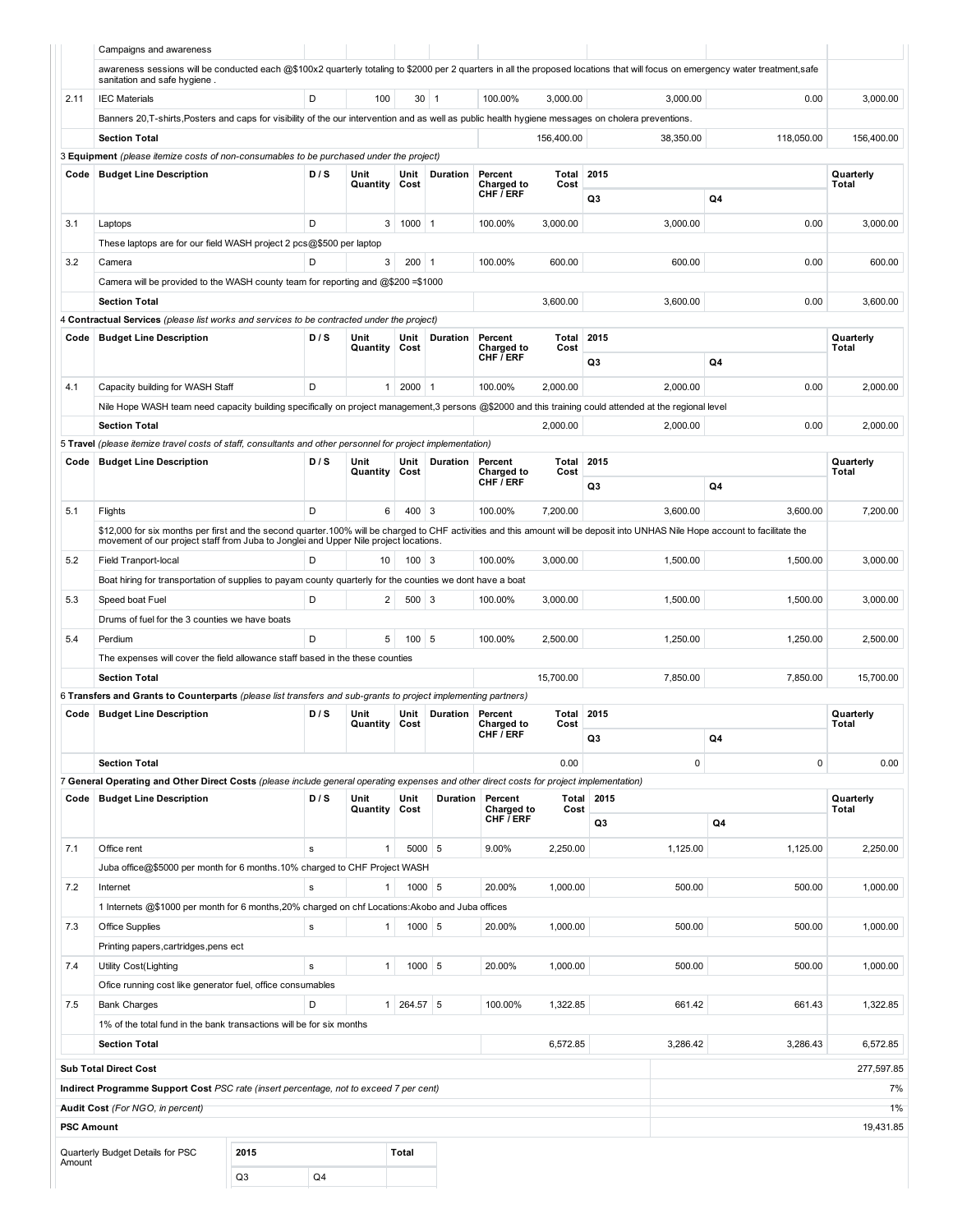| | Campaigns and awareness | | | | | | | | | |
|---|---|---|---|---|---|---|---|---|---|---|
| | awareness sessions will be conducted each @$100x2 quarterly totaling to $2000 per 2 quarters in all the proposed locations that will focus on emergency water treatment,safe sanitation and safe hygiene . | | | | | | | | | |
| 2.11 | IEC Materials | D | 100 | 30 | 1 | 100.00% | 3,000.00 | 3,000.00 | 0.00 | 3,000.00 |
| | Banners 20,T-shirts,Posters and caps for visibility of the our intervention and as well as public health hygiene messages on cholera preventions. | | | | | | | | | |
| | **Section Total** | | | | | | 156,400.00 | 38,350.00 | 118,050.00 | 156,400.00 |

3 **Equipment** *(please itemize costs of non-consumables to be purchased under the project)*

| Code | Budget Line Description | D / S | Unit Quantity | Unit Cost | Duration | Percent Charged to CHF / ERF | Total Cost | 2015 | | Quarterly Total |
|---|---|---|---|---|---|---|---|---|---|---|
| | | | | | | | | Q3 | Q4 | |
| 3.1 | Laptops | D | 3 | 1000 | 1 | 100.00% | 3,000.00 | 3,000.00 | 0.00 | 3,000.00 |
| | These laptops are for our field WASH project 2 pcs@$500 per laptop | | | | | | | | | |
| 3.2 | Camera | D | 3 | 200 | 1 | 100.00% | 600.00 | 600.00 | 0.00 | 600.00 |
| | Camera will be provided to the WASH county team for reporting and @$200 =$1000 | | | | | | | | | |
| | **Section Total** | | | | | | 3,600.00 | 3,600.00 | 0.00 | 3,600.00 |

4 **Contractual Services** *(please list works and services to be contracted under the project)*

| Code | Budget Line Description | D / S | Unit Quantity | Unit Cost | Duration | Percent Charged to CHF / ERF | Total Cost | 2015 | | Quarterly Total |
|---|---|---|---|---|---|---|---|---|---|---|
| | | | | | | | | Q3 | Q4 | |
| 4.1 | Capacity building for WASH Staff | D | 1 | 2000 | 1 | 100.00% | 2,000.00 | 2,000.00 | 0.00 | 2,000.00 |
| | Nile Hope WASH team need capacity building specifically on project management,3 persons @$2000 and this training could attended at the regional level | | | | | | | | | |
| | **Section Total** | | | | | | 2,000.00 | 2,000.00 | 0.00 | 2,000.00 |

5 **Travel** *(please itemize travel costs of staff, consultants and other personnel for project implementation)*

| Code | Budget Line Description | D / S | Unit Quantity | Unit Cost | Duration | Percent Charged to CHF / ERF | Total Cost | 2015 | | Quarterly Total |
|---|---|---|---|---|---|---|---|---|---|---|
| | | | | | | | | Q3 | Q4 | |
| 5.1 | Flights | D | 6 | 400 | 3 | 100.00% | 7,200.00 | 3,600.00 | 3,600.00 | 7,200.00 |
| | $12,000 for six months per first and the second quarter.100% will be charged to CHF activities and this amount will be deposit into UNHAS Nile Hope account to facilitate the movement of our project staff from Juba to Jonglei and Upper Nile project locations. | | | | | | | | | |
| 5.2 | Field Tranport-local | D | 10 | 100 | 3 | 100.00% | 3,000.00 | 1,500.00 | 1,500.00 | 3,000.00 |
| | Boat hiring for transportation of supplies to payam county quarterly for the counties we dont have a boat | | | | | | | | | |
| 5.3 | Speed boat Fuel | D | 2 | 500 | 3 | 100.00% | 3,000.00 | 1,500.00 | 1,500.00 | 3,000.00 |
| | Drums of fuel for the 3 counties we have boats | | | | | | | | | |
| 5.4 | Perdium | D | 5 | 100 | 5 | 100.00% | 2,500.00 | 1,250.00 | 1,250.00 | 2,500.00 |
| | The expenses will cover the field allowance staff based in the these counties | | | | | | | | | |
| | **Section Total** | | | | | | 15,700.00 | 7,850.00 | 7,850.00 | 15,700.00 |

6 **Transfers and Grants to Counterparts** *(please list transfers and sub-grants to project implementing partners)*

| Code | Budget Line Description | D / S | Unit Quantity | Unit Cost | Duration | Percent Charged to CHF / ERF | Total Cost | 2015 | | Quarterly Total |
|---|---|---|---|---|---|---|---|---|---|---|
| | | | | | | | | Q3 | Q4 | |
| | **Section Total** | | | | | | 0.00 | 0 | 0 | 0.00 |

7 **General Operating and Other Direct Costs** *(please include general operating expenses and other direct costs for project implementation)*

| Code | Budget Line Description | D / S | Unit Quantity | Unit Cost | Duration | Percent Charged to CHF / ERF | Total Cost | 2015 | | Quarterly Total |
|---|---|---|---|---|---|---|---|---|---|---|
| | | | | | | | | Q3 | Q4 | |
| 7.1 | Office rent | s | 1 | 5000 | 5 | 9.00% | 2,250.00 | 1,125.00 | 1,125.00 | 2,250.00 |
| | Juba office@$5000 per month for 6 months.10% charged to CHF Project WASH | | | | | | | | | |
| 7.2 | Internet | s | 1 | 1000 | 5 | 20.00% | 1,000.00 | 500.00 | 500.00 | 1,000.00 |
| | 1 Internets @$1000 per month for 6 months,20% charged on chf Locations:Akobo and Juba offices | | | | | | | | | |
| 7.3 | Office Supplies | s | 1 | 1000 | 5 | 20.00% | 1,000.00 | 500.00 | 500.00 | 1,000.00 |
| | Printing papers,cartridges,pens ect | | | | | | | | | |
| 7.4 | Utility Cost(Lighting | s | 1 | 1000 | 5 | 20.00% | 1,000.00 | 500.00 | 500.00 | 1,000.00 |
| | Ofice running cost like generator fuel, office consumables | | | | | | | | | |
| 7.5 | Bank Charges | D | 1 | 264.57 | 5 | 100.00% | 1,322.85 | 661.42 | 661.43 | 1,322.85 |
| | 1% of the total fund in the bank transactions will be for six months | | | | | | | | | |
| | **Section Total** | | | | | | 6,572.85 | 3,286.42 | 3,286.43 | 6,572.85 |

| | |
|---|---|
| **Sub Total Direct Cost** | 277,597.85 |
| **Indirect Programme Support Cost** *PSC rate (insert percentage, not to exceed 7 per cent)* | 7% |
| **Audit Cost** *(For NGO, in percent)* | 1% |
| **PSC Amount** | 19,431.85 |

| Quarterly Budget Details for PSC Amount | 2015 | | Total |
|---|---|---|---|
| | Q3 | Q4 | |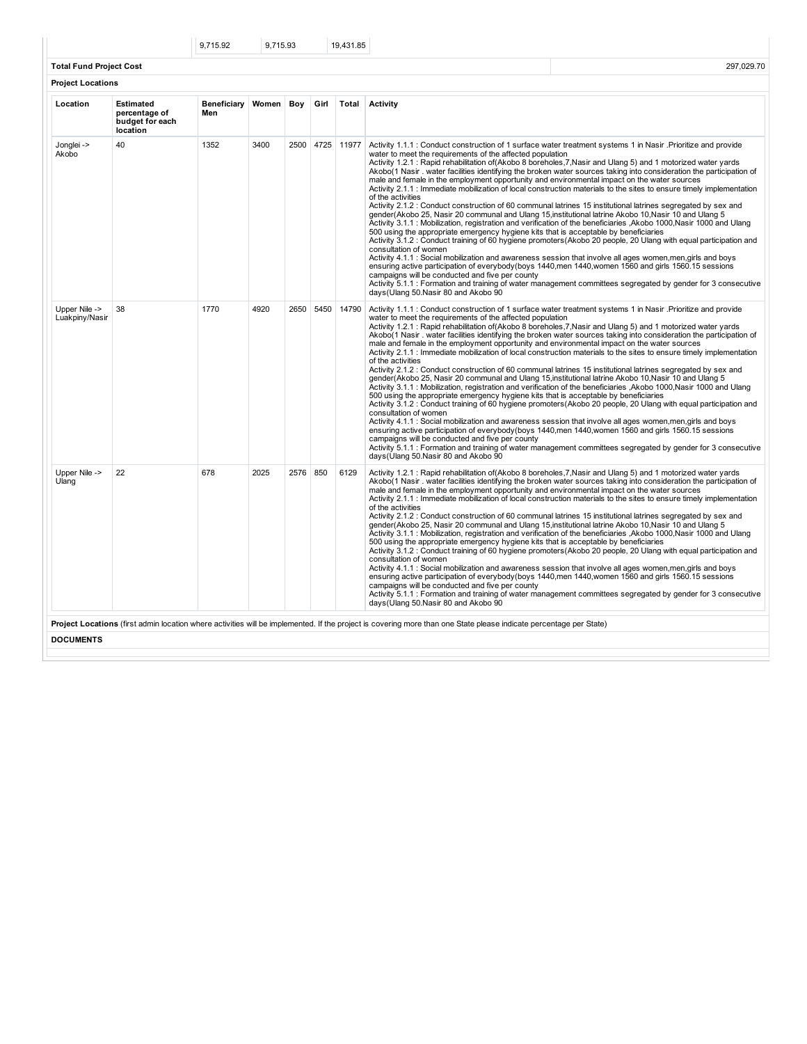| | | | |
|---|---|---|---|
| | 9,715.92 | 9,715.93 | 19,431.85 |

| | |
|---|---|
| **Total Fund Project Cost** | 297,029.70 |

**Project Locations**

| Location | Estimated percentage of budget for each location | Beneficiary Men | Women | Boy | Girl | Total | Activity |
|---|---|---|---|---|---|---|---|
| Jonglei -> Akobo | 40 | 1352 | 3400 | 2500 | 4725 | 11977 | Activity 1.1.1 : Conduct construction of 1 surface water treatment systems 1 in Nasir .Prioritize and provide water to meet the requirements of the affected population<br>Activity 1.2.1 : Rapid rehabilitation of(Akobo 8 boreholes,7,Nasir and Ulang 5) and 1 motorized water yards Akobo(1 Nasir . water facilities identifying the broken water sources taking into consideration the participation of male and female in the employment opportunity and environmental impact on the water sources<br>Activity 2.1.1 : Immediate mobilization of local construction materials to the sites to ensure timely implementation of the activities<br>Activity 2.1.2 : Conduct construction of 60 communal latrines 15 institutional latrines segregated by sex and gender(Akobo 25, Nasir 20 communal and Ulang 15,institutional latrine Akobo 10,Nasir 10 and Ulang 5<br>Activity 3.1.1 : Mobilization, registration and verification of the beneficiaries ,Akobo 1000,Nasir 1000 and Ulang 500 using the appropriate emergency hygiene kits that is acceptable by beneficiaries<br>Activity 3.1.2 : Conduct training of 60 hygiene promoters(Akobo 20 people, 20 Ulang with equal participation and consultation of women<br>Activity 4.1.1 : Social mobilization and awareness session that involve all ages women,men,girls and boys ensuring active participation of everybody(boys 1440,men 1440,women 1560 and girls 1560.15 sessions campaigns will be conducted and five per county<br>Activity 5.1.1 : Formation and training of water management committees segregated by gender for 3 consecutive days(Ulang 50.Nasir 80 and Akobo 90 |
| Upper Nile -> Luakpiny/Nasir | 38 | 1770 | 4920 | 2650 | 5450 | 14790 | Activity 1.1.1 : Conduct construction of 1 surface water treatment systems 1 in Nasir .Prioritize and provide water to meet the requirements of the affected population<br>Activity 1.2.1 : Rapid rehabilitation of(Akobo 8 boreholes,7,Nasir and Ulang 5) and 1 motorized water yards Akobo(1 Nasir . water facilities identifying the broken water sources taking into consideration the participation of male and female in the employment opportunity and environmental impact on the water sources<br>Activity 2.1.1 : Immediate mobilization of local construction materials to the sites to ensure timely implementation of the activities<br>Activity 2.1.2 : Conduct construction of 60 communal latrines 15 institutional latrines segregated by sex and gender(Akobo 25, Nasir 20 communal and Ulang 15,institutional latrine Akobo 10,Nasir 10 and Ulang 5<br>Activity 3.1.1 : Mobilization, registration and verification of the beneficiaries ,Akobo 1000,Nasir 1000 and Ulang 500 using the appropriate emergency hygiene kits that is acceptable by beneficiaries<br>Activity 3.1.2 : Conduct training of 60 hygiene promoters(Akobo 20 people, 20 Ulang with equal participation and consultation of women<br>Activity 4.1.1 : Social mobilization and awareness session that involve all ages women,men,girls and boys ensuring active participation of everybody(boys 1440,men 1440,women 1560 and girls 1560.15 sessions campaigns will be conducted and five per county<br>Activity 5.1.1 : Formation and training of water management committees segregated by gender for 3 consecutive days(Ulang 50.Nasir 80 and Akobo 90 |
| Upper Nile -> Ulang | 22 | 678 | 2025 | 2576 | 850 | 6129 | Activity 1.2.1 : Rapid rehabilitation of(Akobo 8 boreholes,7,Nasir and Ulang 5) and 1 motorized water yards Akobo(1 Nasir . water facilities identifying the broken water sources taking into consideration the participation of male and female in the employment opportunity and environmental impact on the water sources<br>Activity 2.1.1 : Immediate mobilization of local construction materials to the sites to ensure timely implementation of the activities<br>Activity 2.1.2 : Conduct construction of 60 communal latrines 15 institutional latrines segregated by sex and gender(Akobo 25, Nasir 20 communal and Ulang 15,institutional latrine Akobo 10,Nasir 10 and Ulang 5<br>Activity 3.1.1 : Mobilization, registration and verification of the beneficiaries ,Akobo 1000,Nasir 1000 and Ulang 500 using the appropriate emergency hygiene kits that is acceptable by beneficiaries<br>Activity 3.1.2 : Conduct training of 60 hygiene promoters(Akobo 20 people, 20 Ulang with equal participation and consultation of women<br>Activity 4.1.1 : Social mobilization and awareness session that involve all ages women,men,girls and boys ensuring active participation of everybody(boys 1440,men 1440,women 1560 and girls 1560.15 sessions campaigns will be conducted and five per county<br>Activity 5.1.1 : Formation and training of water management committees segregated by gender for 3 consecutive days(Ulang 50.Nasir 80 and Akobo 90 |

**Project Locations** (first admin location where activities will be implemented. If the project is covering more than one State please indicate percentage per State)

**DOCUMENTS**